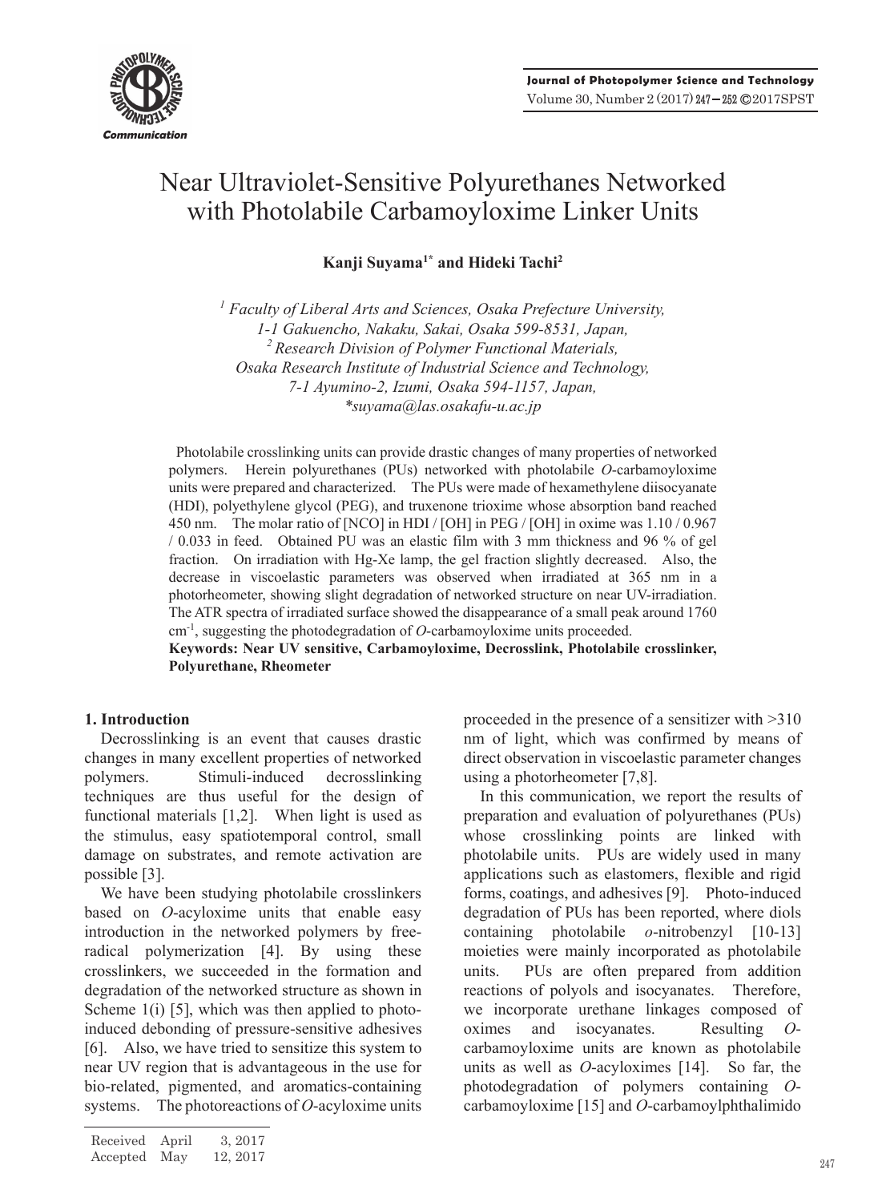Communication

# Near Ultraviolet-Sensitive Polyurethanes Networked with Photolabile Carbamoyloxime Linker Units

**Kanji Suyama[1*] and Hideki Tachi[2]**

*[1] Faculty of Liberal Arts and Sciences, Osaka Prefecture University, 1-1 Gakuencho, Nakaku, Sakai, Osaka 599-8531, Japan,*
*[2] Research Division of Polymer Functional Materials, Osaka Research Institute of Industrial Science and Technology, 7-1 Ayumino-2, Izumi, Osaka 594-1157, Japan,*
*\*suyama@las.osakafu-u.ac.jp*

Photolabile crosslinking units can provide drastic changes of many properties of networked polymers. Herein polyurethanes (PUs) networked with photolabile *O*-carbamoyloxime units were prepared and characterized. The PUs were made of hexamethylene diisocyanate (HDI), polyethylene glycol (PEG), and truxenone trioxime whose absorption band reached 450 nm. The molar ratio of [NCO] in HDI / [OH] in PEG / [OH] in oxime was 1.10 / 0.967 / 0.033 in feed. Obtained PU was an elastic film with 3 mm thickness and 96 % of gel fraction. On irradiation with Hg-Xe lamp, the gel fraction slightly decreased. Also, the decrease in viscoelastic parameters was observed when irradiated at 365 nm in a photorheometer, showing slight degradation of networked structure on near UV-irradiation. The ATR spectra of irradiated surface showed the disappearance of a small peak around 1760 $cm^{-1}$, suggesting the photodegradation of *O*-carbamoyloxime units proceeded.

**Keywords: Near UV sensitive, Carbamoyloxime, Decrosslink, Photolabile crosslinker, Polyurethane, Rheometer**

## 1. Introduction

Decrosslinking is an event that causes drastic changes in many excellent properties of networked polymers. Stimuli-induced decrosslinking techniques are thus useful for the design of functional materials [1,2]. When light is used as the stimulus, easy spatiotemporal control, small damage on substrates, and remote activation are possible [3].

We have been studying photolabile crosslinkers based on *O*-acyloxime units that enable easy introduction in the networked polymers by free-radical polymerization [4]. By using these crosslinkers, we succeeded in the formation and degradation of the networked structure as shown in Scheme 1(i) [5], which was then applied to photo-induced debonding of pressure-sensitive adhesives [6]. Also, we have tried to sensitize this system to near UV region that is advantageous in the use for bio-related, pigmented, and aromatics-containing systems. The photoreactions of *O*-acyloxime units proceeded in the presence of a sensitizer with >310 nm of light, which was confirmed by means of direct observation in viscoelastic parameter changes using a photorheometer [7,8].

In this communication, we report the results of preparation and evaluation of polyurethanes (PUs) whose crosslinking points are linked with photolabile units. PUs are widely used in many applications such as elastomers, flexible and rigid forms, coatings, and adhesives [9]. Photo-induced degradation of PUs has been reported, where diols containing photolabile *o*-nitrobenzyl [10-13] moieties were mainly incorporated as photolabile units. PUs are often prepared from addition reactions of polyols and isocyanates. Therefore, we incorporate urethane linkages composed of oximes and isocyanates. Resulting *O*-carbamoyloxime units are known as photolabile units as well as *O*-acyloximes [14]. So far, the photodegradation of polymers containing *O*-carbamoyloxime [15] and *O*-carbamoylphthalimido

Received April 3, 2017
Accepted May 12, 2017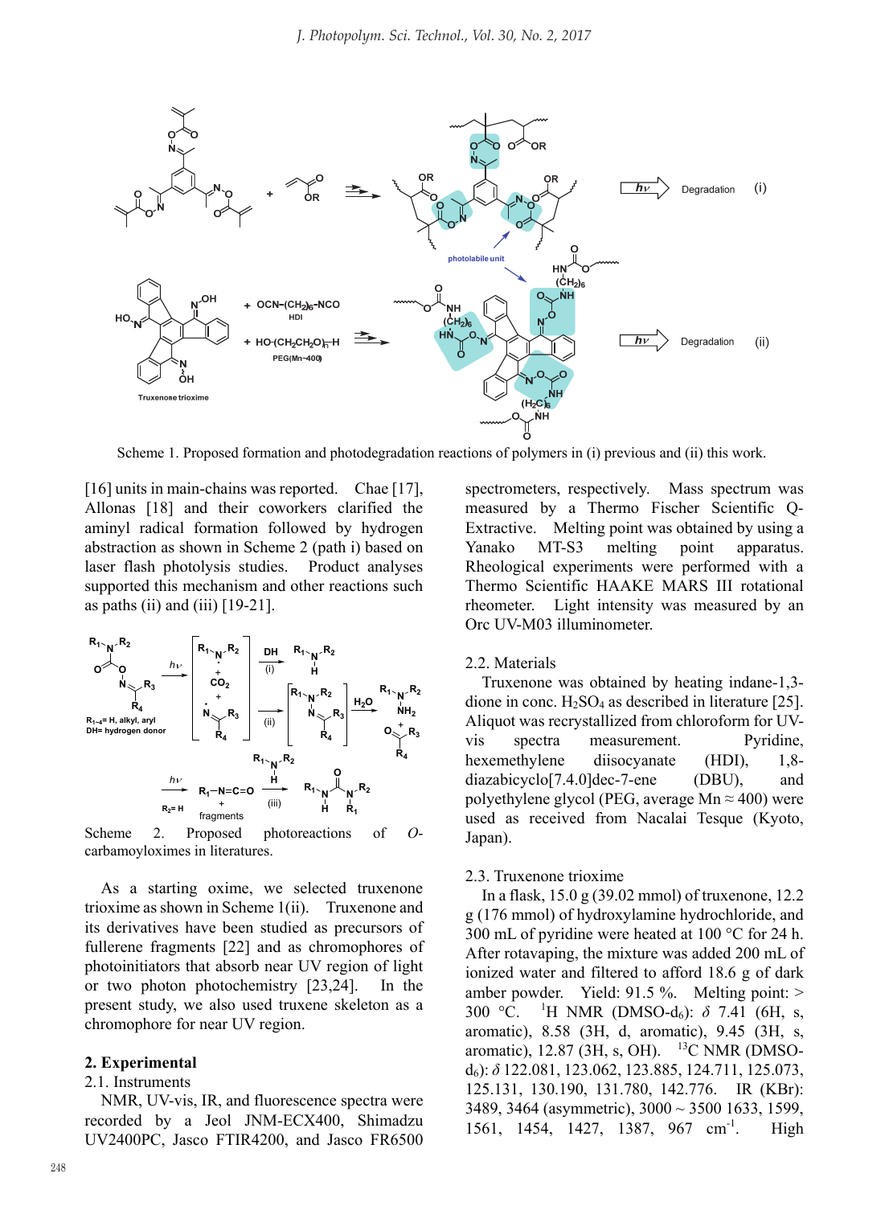Scheme 1. Proposed formation and photodegradation reactions of polymers in (i) previous and (ii) this work.

[16] units in main-chains was reported. Chae [17], Allonas [18] and their coworkers clarified the aminyl radical formation followed by hydrogen abstraction as shown in Scheme 2 (path i) based on laser flash photolysis studies. Product analyses supported this mechanism and other reactions such as paths (ii) and (iii) [19-21].

Scheme 2. Proposed photoreactions of *O*-carbamoyloximes in literatures.

As a starting oxime, we selected truxenone trioxime as shown in Scheme 1(ii). Truxenone and its derivatives have been studied as precursors of fullerene fragments [22] and as chromophores of photoinitiators that absorb near UV region of light or two photon photochemistry [23,24]. In the present study, we also used truxene skeleton as a chromophore for near UV region.

## 2. Experimental

### 2.1. Instruments

NMR, UV-vis, IR, and fluorescence spectra were recorded by a Jeol JNM-ECX400, Shimadzu UV2400PC, Jasco FTIR4200, and Jasco FR6500 spectrometers, respectively. Mass spectrum was measured by a Thermo Fischer Scientific Q-Extractive. Melting point was obtained by using a Yanako MT-S3 melting point apparatus. Rheological experiments were performed with a Thermo Scientific HAAKE MARS III rotational rheometer. Light intensity was measured by an Orc UV-M03 illuminometer.

### 2.2. Materials

Truxenone was obtained by heating indane-1,3-dione in conc. $H_2SO_4$ as described in literature [25]. Aliquot was recrystallized from chloroform for UV-vis spectra measurement. Pyridine, hexemethylene diisocyanate (HDI), 1,8-diazabicyclo[7.4.0]dec-7-ene (DBU), and polyethylene glycol (PEG, average Mn ≈ 400) were used as received from Nacalai Tesque (Kyoto, Japan).

### 2.3. Truxenone trioxime

In a flask, 15.0 g (39.02 mmol) of truxenone, 12.2 g (176 mmol) of hydroxylamine hydrochloride, and 300 mL of pyridine were heated at 100 °C for 24 h. After rotavaping, the mixture was added 200 mL of ionized water and filtered to afford 18.6 g of dark amber powder. Yield: 91.5 %. Melting point: > 300 °C. $^1$H NMR (DMSO-d$_6$): $\delta$ 7.41 (6H, s, aromatic), 8.58 (3H, d, aromatic), 9.45 (3H, s, aromatic), 12.87 (3H, s, OH). $^{13}$C NMR (DMSO-d$_6$): $\delta$ 122.081, 123.062, 123.885, 124.711, 125.073, 125.131, 130.190, 131.780, 142.776. IR (KBr): 3489, 3464 (asymmetric), 3000 ~ 3500 1633, 1599, 1561, 1454, 1427, 1387, 967 cm$^{-1}$. High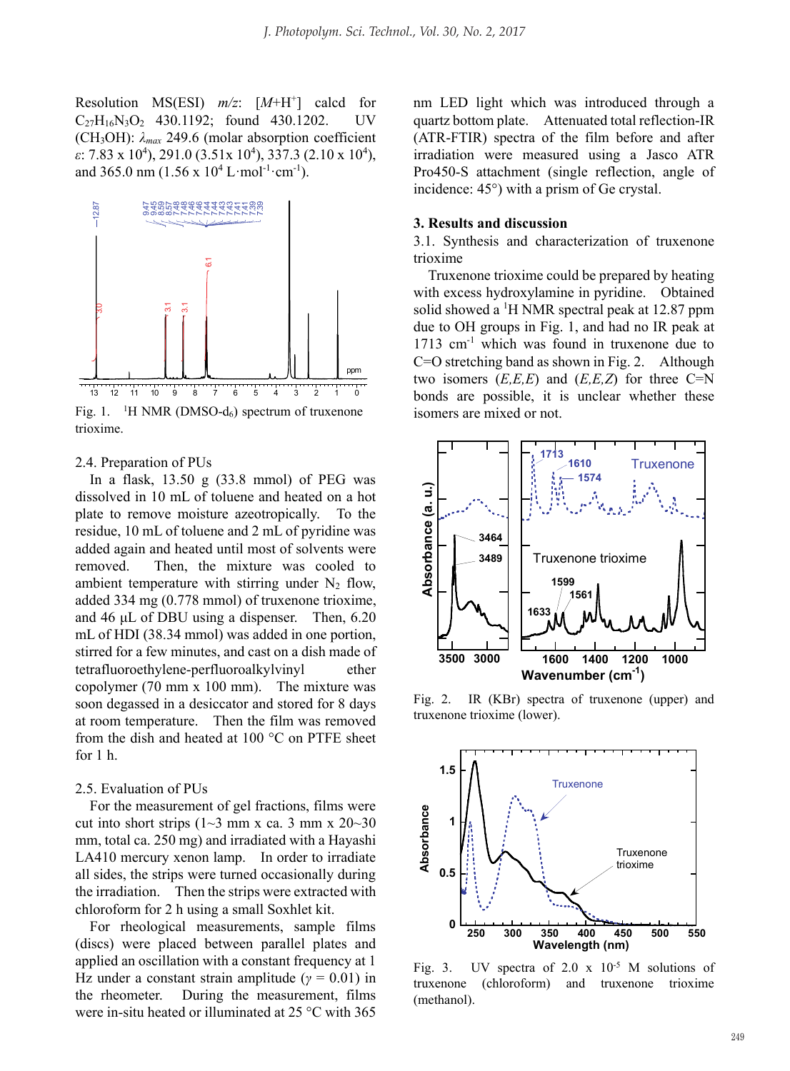Resolution MS(ESI) $m/z$: $[M+H^+]$ calcd for $C_{27}H_{16}N_3O_2$ 430.1192; found 430.1202. UV ($CH_3OH$): $\lambda_{max}$ 249.6 (molar absorption coefficient $\varepsilon$: 7.83 x $10^4$), 291.0 (3.51x $10^4$), 337.3 (2.10 x $10^4$), and 365.0 nm (1.56 x $10^4$ $L \cdot mol^{-1} \cdot cm^{-1}$).

Fig. 1. $^1H$ NMR (DMSO-$d_6$) spectrum of truxenone trioxime.

2.4. Preparation of PUs

In a flask, 13.50 g (33.8 mmol) of PEG was dissolved in 10 mL of toluene and heated on a hot plate to remove moisture azeotropically. To the residue, 10 mL of toluene and 2 mL of pyridine was added again and heated until most of solvents were removed. Then, the mixture was cooled to ambient temperature with stirring under $N_2$ flow, added 334 mg (0.778 mmol) of truxenone trioxime, and 46 μL of DBU using a dispenser. Then, 6.20 mL of HDI (38.34 mmol) was added in one portion, stirred for a few minutes, and cast on a dish made of tetrafluoroethylene-perfluoroalkylvinyl ether copolymer (70 mm x 100 mm). The mixture was soon degassed in a desiccator and stored for 8 days at room temperature. Then the film was removed from the dish and heated at 100 °C on PTFE sheet for 1 h.

2.5. Evaluation of PUs

For the measurement of gel fractions, films were cut into short strips (1~3 mm x ca. 3 mm x 20~30 mm, total ca. 250 mg) and irradiated with a Hayashi LA410 mercury xenon lamp. In order to irradiate all sides, the strips were turned occasionally during the irradiation. Then the strips were extracted with chloroform for 2 h using a small Soxhlet kit.

For rheological measurements, sample films (discs) were placed between parallel plates and applied an oscillation with a constant frequency at 1 Hz under a constant strain amplitude ($\gamma$ = 0.01) in the rheometer. During the measurement, films were in-situ heated or illuminated at 25 °C with 365 nm LED light which was introduced through a quartz bottom plate. Attenuated total reflection-IR (ATR-FTIR) spectra of the film before and after irradiation were measured using a Jasco ATR Pro450-S attachment (single reflection, angle of incidence: 45°) with a prism of Ge crystal.

## 3. Results and discussion

3.1. Synthesis and characterization of truxenone trioxime

Truxenone trioxime could be prepared by heating with excess hydroxylamine in pyridine. Obtained solid showed a $^1H$ NMR spectral peak at 12.87 ppm due to OH groups in Fig. 1, and had no IR peak at 1713 $cm^{-1}$ which was found in truxenone due to C=O stretching band as shown in Fig. 2. Although two isomers ($E,E,E$) and ($E,E,Z$) for three C=N bonds are possible, it is unclear whether these isomers are mixed or not.

Fig. 2. IR (KBr) spectra of truxenone (upper) and truxenone trioxime (lower).

Fig. 3. UV spectra of 2.0 x $10^{-5}$ M solutions of truxenone (chloroform) and truxenone trioxime (methanol).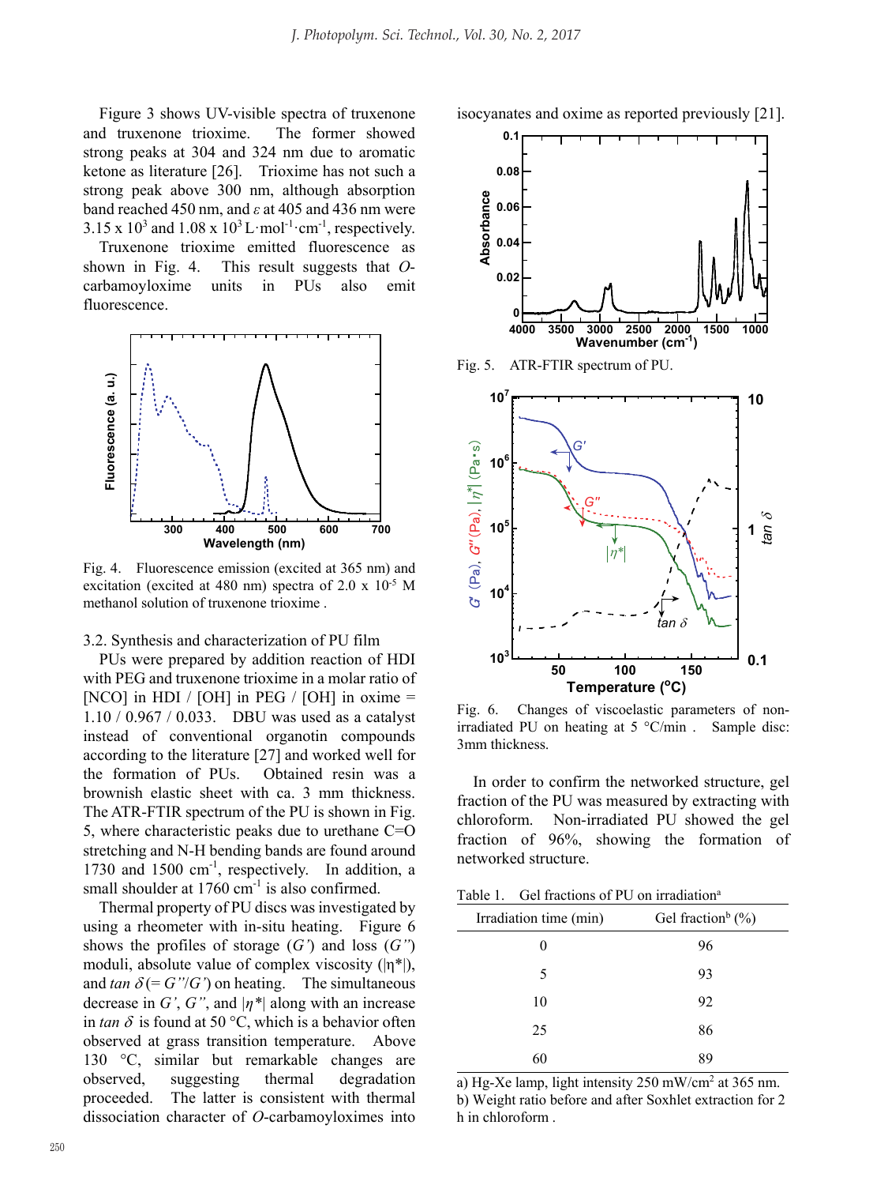Figure 3 shows UV-visible spectra of truxenone and truxenone trioxime. The former showed strong peaks at 304 and 324 nm due to aromatic ketone as literature [26]. Trioxime has not such a strong peak above 300 nm, although absorption band reached 450 nm, and $\varepsilon$ at 405 and 436 nm were $3.15 \times 10^3$ and $1.08 \times 10^3$ $L \cdot mol^{-1} \cdot cm^{-1}$, respectively.

Truxenone trioxime emitted fluorescence as shown in Fig. 4. This result suggests that *O*-carbamoyloxime units in PUs also emit fluorescence.

Fig. 4. Fluorescence emission (excited at 365 nm) and excitation (excited at 480 nm) spectra of $2.0 \times 10^{-5}$ M methanol solution of truxenone trioxime .

### 3.2. Synthesis and characterization of PU film

PUs were prepared by addition reaction of HDI with PEG and truxenone trioxime in a molar ratio of [NCO] in HDI / [OH] in PEG / [OH] in oxime = 1.10 / 0.967 / 0.033. DBU was used as a catalyst instead of conventional organotin compounds according to the literature [27] and worked well for the formation of PUs. Obtained resin was a brownish elastic sheet with ca. 3 mm thickness. The ATR-FTIR spectrum of the PU is shown in Fig. 5, where characteristic peaks due to urethane C=O stretching and N-H bending bands are found around 1730 and 1500 $cm^{-1}$, respectively. In addition, a small shoulder at 1760 $cm^{-1}$ is also confirmed.

Thermal property of PU discs was investigated by using a rheometer with in-situ heating. Figure 6 shows the profiles of storage ($G'$) and loss ($G''$) moduli, absolute value of complex viscosity ($|\eta^*|$), and $\tan \delta$ ($= G''/G'$) on heating. The simultaneous decrease in $G'$, $G''$, and $|\eta^*|$ along with an increase in $\tan \delta$ is found at 50 °C, which is a behavior often observed at grass transition temperature. Above 130 °C, similar but remarkable changes are observed, suggesting thermal degradation proceeded. The latter is consistent with thermal dissociation character of *O*-carbamoyloximes into isocyanates and oxime as reported previously [21].

Fig. 5. ATR-FTIR spectrum of PU.

Fig. 6. Changes of viscoelastic parameters of non-irradiated PU on heating at 5 °C/min . Sample disc: 3mm thickness.

In order to confirm the networked structure, gel fraction of the PU was measured by extracting with chloroform. Non-irradiated PU showed the gel fraction of 96%, showing the formation of networked structure.

Table 1. Gel fractions of PU on irradiation[a]

| Irradiation time (min) | Gel fraction[b] (%) |
|---|---|
| 0 | 96 |
| 5 | 93 |
| 10 | 92 |
| 25 | 86 |
| 60 | 89 |

a) Hg-Xe lamp, light intensity 250 $mW/cm^2$ at 365 nm.
b) Weight ratio before and after Soxhlet extraction for 2 h in chloroform .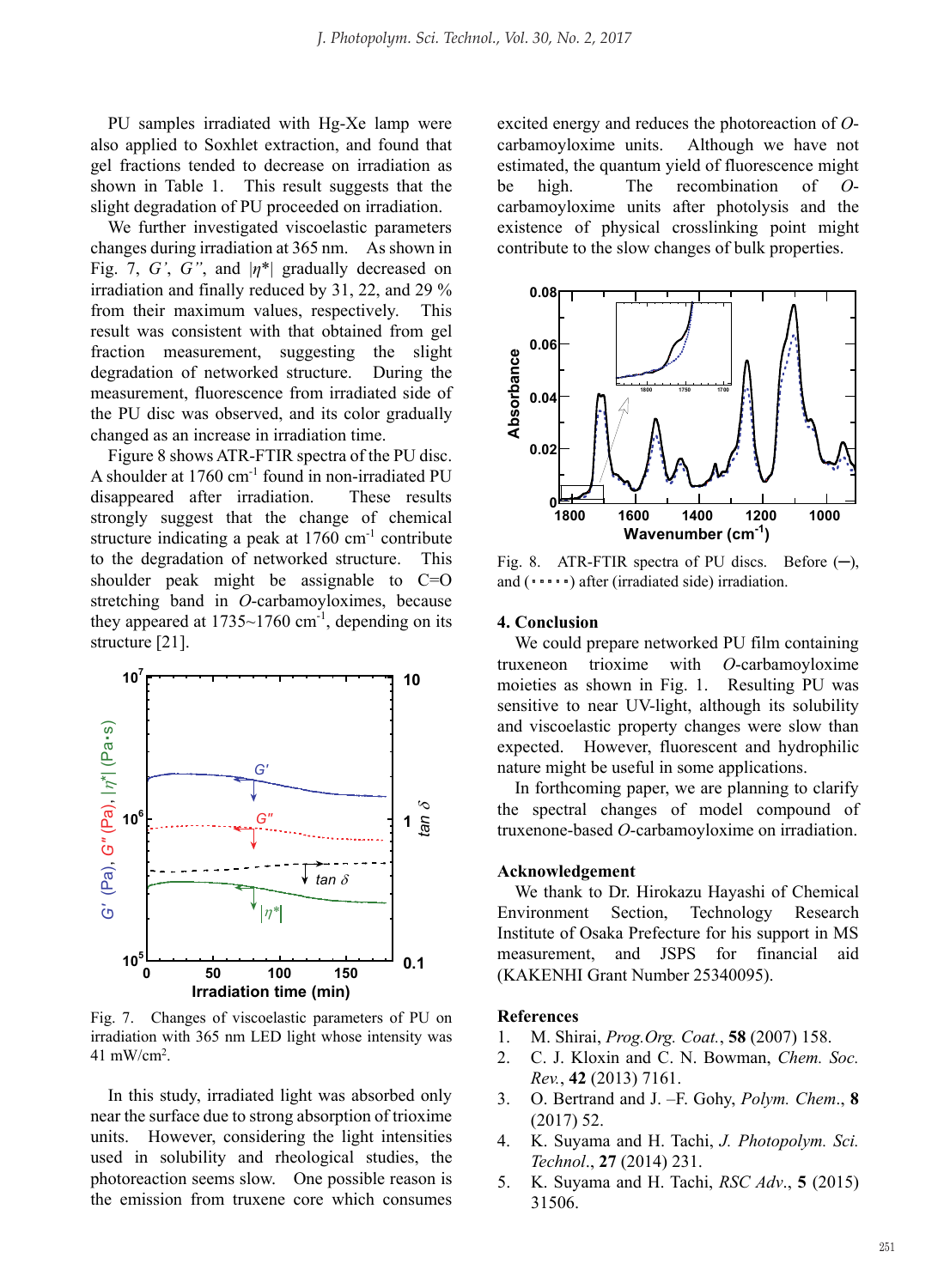PU samples irradiated with Hg-Xe lamp were also applied to Soxhlet extraction, and found that gel fractions tended to decrease on irradiation as shown in Table 1. This result suggests that the slight degradation of PU proceeded on irradiation.

We further investigated viscoelastic parameters changes during irradiation at 365 nm. As shown in Fig. 7, *G'*, *G"*, and $|\eta^*|$ gradually decreased on irradiation and finally reduced by 31, 22, and 29 % from their maximum values, respectively. This result was consistent with that obtained from gel fraction measurement, suggesting the slight degradation of networked structure. During the measurement, fluorescence from irradiated side of the PU disc was observed, and its color gradually changed as an increase in irradiation time.

Figure 8 shows ATR-FTIR spectra of the PU disc. A shoulder at 1760 $cm^{-1}$ found in non-irradiated PU disappeared after irradiation. These results strongly suggest that the change of chemical structure indicating a peak at 1760 $cm^{-1}$ contribute to the degradation of networked structure. This shoulder peak might be assignable to C=O stretching band in *O*-carbamoyloximes, because they appeared at 1735~1760 $cm^{-1}$, depending on its structure [21].

Fig. 7. Changes of viscoelastic parameters of PU on irradiation with 365 nm LED light whose intensity was 41 $mW/cm^2$.

In this study, irradiated light was absorbed only near the surface due to strong absorption of trioxime units. However, considering the light intensities used in solubility and rheological studies, the photoreaction seems slow. One possible reason is the emission from truxene core which consumes excited energy and reduces the photoreaction of *O*-carbamoyloxime units. Although we have not estimated, the quantum yield of fluorescence might be high. The recombination of *O*-carbamoyloxime units after photolysis and the existence of physical crosslinking point might contribute to the slow changes of bulk properties.

Fig. 8. ATR-FTIR spectra of PU discs. Before (─), and (▪▪▪▪▪) after (irradiated side) irradiation.

## 4. Conclusion

We could prepare networked PU film containing truxeneon trioxime with *O*-carbamoyloxime moieties as shown in Fig. 1. Resulting PU was sensitive to near UV-light, although its solubility and viscoelastic property changes were slow than expected. However, fluorescent and hydrophilic nature might be useful in some applications.

In forthcoming paper, we are planning to clarify the spectral changes of model compound of truxenone-based *O*-carbamoyloxime on irradiation.

## Acknowledgement

We thank to Dr. Hirokazu Hayashi of Chemical Environment Section, Technology Research Institute of Osaka Prefecture for his support in MS measurement, and JSPS for financial aid (KAKENHI Grant Number 25340095).

## References

1. M. Shirai, *Prog.Org. Coat.*, **58** (2007) 158.
2. C. J. Kloxin and C. N. Bowman, *Chem. Soc. Rev.*, **42** (2013) 7161.
3. O. Bertrand and J. –F. Gohy, *Polym. Chem.*, **8** (2017) 52.
4. K. Suyama and H. Tachi, *J. Photopolym. Sci. Technol.*, **27** (2014) 231.
5. K. Suyama and H. Tachi, *RSC Adv.*, **5** (2015) 31506.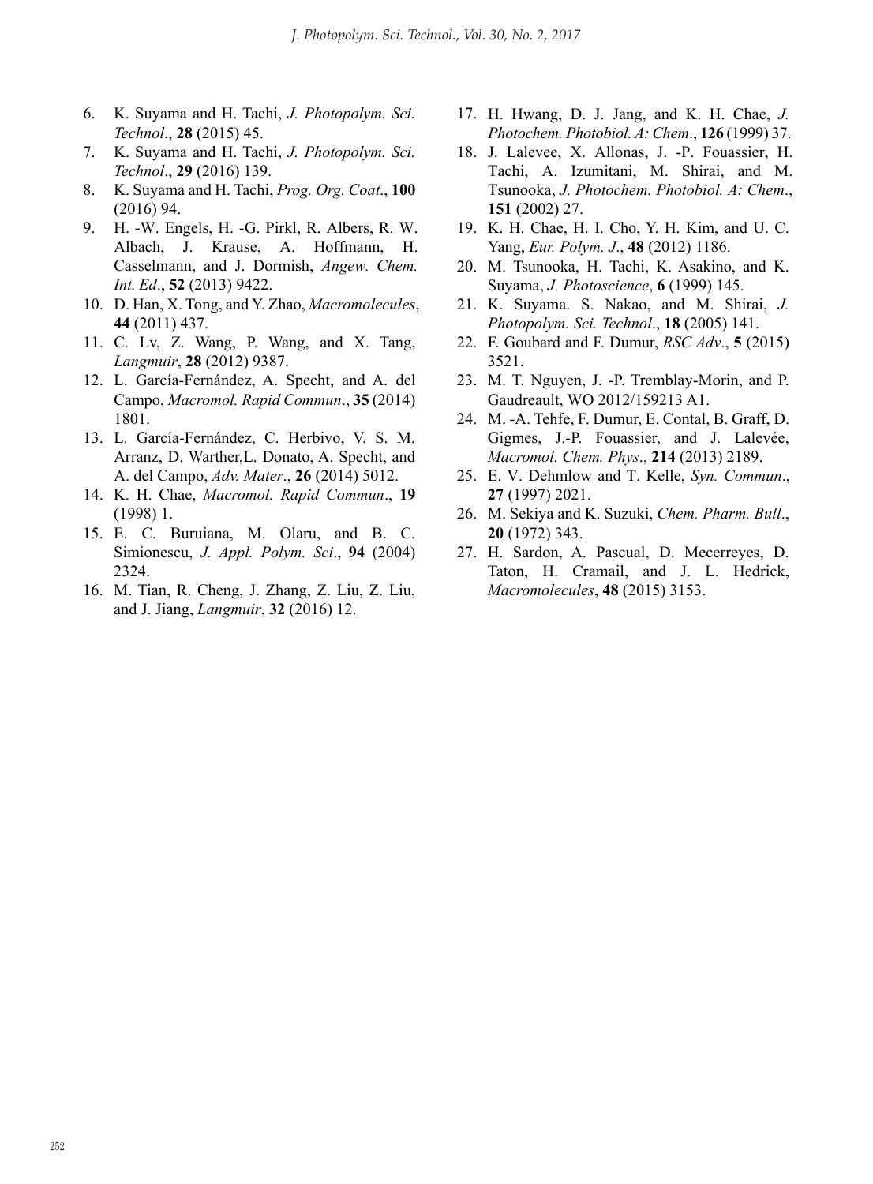6. K. Suyama and H. Tachi, *J. Photopolym. Sci. Technol*., **28** (2015) 45.
7. K. Suyama and H. Tachi, *J. Photopolym. Sci. Technol*., **29** (2016) 139.
8. K. Suyama and H. Tachi, *Prog. Org. Coat*., **100** (2016) 94.
9. H. -W. Engels, H. -G. Pirkl, R. Albers, R. W. Albach, J. Krause, A. Hoffmann, H. Casselmann, and J. Dormish, *Angew. Chem. Int. Ed*., **52** (2013) 9422.
10. D. Han, X. Tong, and Y. Zhao, *Macromolecules*, **44** (2011) 437.
11. C. Lv, Z. Wang, P. Wang, and X. Tang, *Langmuir*, **28** (2012) 9387.
12. L. García-Fernández, A. Specht, and A. del Campo, *Macromol. Rapid Commun*., **35** (2014) 1801.
13. L. García-Fernández, C. Herbivo, V. S. M. Arranz, D. Warther,L. Donato, A. Specht, and A. del Campo, *Adv. Mater*., **26** (2014) 5012.
14. K. H. Chae, *Macromol. Rapid Commun*., **19** (1998) 1.
15. E. C. Buruiana, M. Olaru, and B. C. Simionescu, *J. Appl. Polym. Sci*., **94** (2004) 2324.
16. M. Tian, R. Cheng, J. Zhang, Z. Liu, Z. Liu, and J. Jiang, *Langmuir*, **32** (2016) 12.
17. H. Hwang, D. J. Jang, and K. H. Chae, *J. Photochem. Photobiol. A: Chem*., **126** (1999) 37.
18. J. Lalevee, X. Allonas, J. -P. Fouassier, H. Tachi, A. Izumitani, M. Shirai, and M. Tsunooka, *J. Photochem. Photobiol. A: Chem*., **151** (2002) 27.
19. K. H. Chae, H. I. Cho, Y. H. Kim, and U. C. Yang, *Eur. Polym. J*., **48** (2012) 1186.
20. M. Tsunooka, H. Tachi, K. Asakino, and K. Suyama, *J. Photoscience*, **6** (1999) 145.
21. K. Suyama. S. Nakao, and M. Shirai, *J. Photopolym. Sci. Technol*., **18** (2005) 141.
22. F. Goubard and F. Dumur, *RSC Adv*., **5** (2015) 3521.
23. M. T. Nguyen, J. -P. Tremblay-Morin, and P. Gaudreault, WO 2012/159213 A1.
24. M. -A. Tehfe, F. Dumur, E. Contal, B. Graff, D. Gigmes, J.-P. Fouassier, and J. Lalevée, *Macromol. Chem. Phys*., **214** (2013) 2189.
25. E. V. Dehmlow and T. Kelle, *Syn. Commun*., **27** (1997) 2021.
26. M. Sekiya and K. Suzuki, *Chem. Pharm. Bull*., **20** (1972) 343.
27. H. Sardon, A. Pascual, D. Mecerreyes, D. Taton, H. Cramail, and J. L. Hedrick, *Macromolecules*, **48** (2015) 3153.